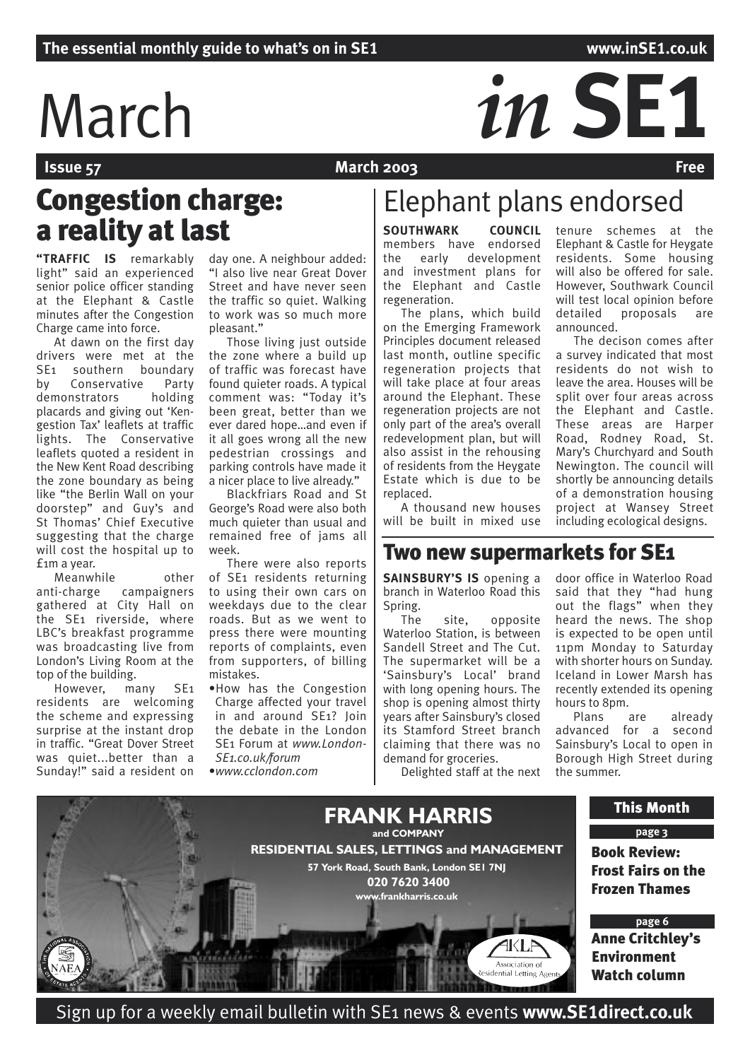The essential monthly guide to what's on in SE1 www.inSE1.co.uk

# March *in* SE1

**Issue 57** **March 2003** **Free**

## Congestion charge: a reality at last

**"TRAFFIC IS** remarkably light" said an experienced senior police officer standing at the Elephant & Castle minutes after the Congestion Charge came into force.

At dawn on the first day drivers were met at the SE1 southern boundary by Conservative Party demonstrators holding placards and giving out 'Kengestion Tax' leaflets at traffic lights. The Conservative leaflets quoted a resident in the New Kent Road describing the zone boundary as being like "the Berlin Wall on your doorstep" and Guy's and St Thomas' Chief Executive suggesting that the charge will cost the hospital up to £1m a year.

Meanwhile other anti-charge campaigners gathered at City Hall on the SE1 riverside, where LBC's breakfast programme was broadcasting live from London's Living Room at the top of the building.

However, many SE1 residents are welcoming the scheme and expressing surprise at the instant drop in traffic. "Great Dover Street was quiet...better than a Sunday!" said a resident on day one. A neighbour added: "I also live near Great Dover Street and have never seen the traffic so quiet. Walking to work was so much more pleasant."

Those living just outside the zone where a build up of traffic was forecast have found quieter roads. A typical comment was: "Today it's been great, better than we ever dared hope...and even if it all goes wrong all the new pedestrian crossings and parking controls have made it a nicer place to live already."

Blackfriars Road and St George's Road were also both much quieter than usual and remained free of jams all week.

There were also reports of SE1 residents returning to using their own cars on weekdays due to the clear roads. But as we went to press there were mounting reports of complaints, even from supporters, of billing mistakes.

- How has the Congestion Charge affected your travel in and around SE1? Join the debate in the London SE1 Forum at *www.London-SE1.co.uk/forum*
- *www.cclondon.com*

## Elephant plans endorsed

**SOUTHWARK COUNCIL** members have endorsed the early development and investment plans for the Elephant and Castle regeneration.

The plans, which build on the Emerging Framework Principles document released last month, outline specific regeneration projects that will take place at four areas around the Elephant. These regeneration projects are not only part of the area's overall redevelopment plan, but will also assist in the rehousing of residents from the Heygate Estate which is due to be replaced.

A thousand new houses will be built in mixed use tenure schemes at the Elephant & Castle for Heygate residents. Some housing will also be offered for sale. However, Southwark Council will test local opinion before detailed proposals are announced.

The decison comes after a survey indicated that most residents do not wish to leave the area. Houses will be split over four areas across the Elephant and Castle. These areas are Harper Road, Rodney Road, St. Mary's Churchyard and South Newington. The council will shortly be announcing details of a demonstration housing project at Wansey Street including ecological designs.

## Two new supermarkets for SE1

**SAINSBURY'S IS** opening a branch in Waterloo Road this Spring.

The site, opposite Waterloo Station, is between Sandell Street and The Cut. The supermarket will be a 'Sainsbury's Local' brand with long opening hours. The shop is opening almost thirty years after Sainsbury's closed its Stamford Street branch claiming that there was no demand for groceries.

Delighted staff at the next door office in Waterloo Road said that they "had hung out the flags" when they heard the news. The shop is expected to be open until 11pm Monday to Saturday with shorter hours on Sunday. Iceland in Lower Marsh has recently extended its opening hours to 8pm.

Plans are already advanced for a second Sainsbury's Local to open in Borough High Street during the summer.

**FRANK HARRIS and COMPANY**
**RESIDENTIAL SALES, LETTINGS and MANAGEMENT**
**57 York Road, South Bank, London SE1 7NJ**
**020 7620 3400**
**www.frankharris.co.uk**

Association of Residential Letting Agents

### This Month

**page 3**
**Book Review: Frost Fairs on the Frozen Thames**

**page 6**
**Anne Critchley's Environment Watch column**

Sign up for a weekly email bulletin with SE1 news & events **www.SE1direct.co.uk**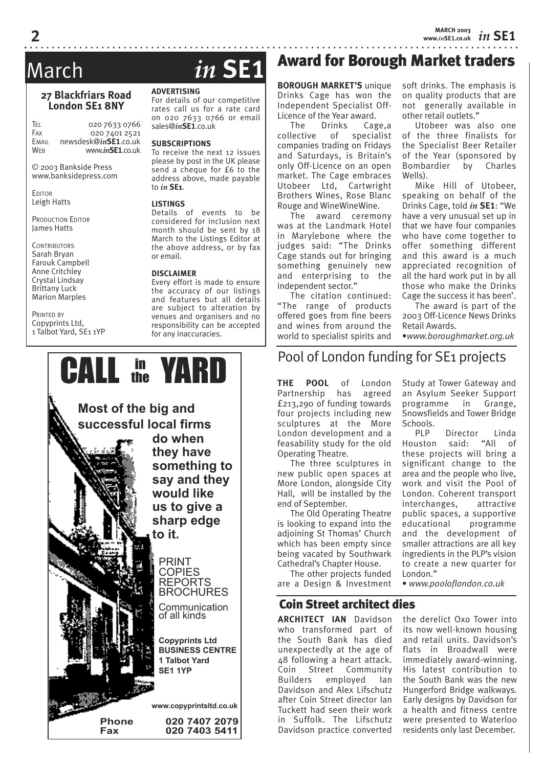# March *in* SE1

**27 Blackfriars Road**
**London SE1 8NY**

TEL 020 7633 0766
FAX 020 7401 2521
EMAIL newsdesk@*in***SE1**.co.uk
WEB www.*in***SE1**.co.uk

© 2003 Bankside Press
www.banksidepress.com

EDITOR
Leigh Hatts

PRODUCTION EDITOR
James Hatts

CONTRIBUTORS
Sarah Bryan
Farouk Campbell
Anne Critchley
Crystal Lindsay
Brittany Luck
Marion Marples

PRINTED BY
Copyprints Ltd,
1 Talbot Yard, SE1 1YP

**ADVERTISING**
For details of our competitive rates call us for a rate card on 020 7633 0766 or email sales@*in***SE1**.co.uk

**SUBSCRIPTIONS**
To receive the next 12 issues please by post in the UK please send a cheque for £6 to the address above, made payable to *in* **SE1**.

**LISTINGS**
Details of events to be considered for inclusion next month should be sent by 18 March to the Listings Editor at the above address, or by fax or email.

**DISCLAIMER**
Every effort is made to ensure the accuracy of our listings and features but all details are subject to alteration by venues and organisers and no responsibility can be accepted for any inaccuracies.

CALL in the YARD

**Most of the big and successful local firms do when they have something to say and they would like us to give a sharp edge to it.**

PRINT
COPIES
REPORTS
BROCHURES
Communication of all kinds

**Copyprints Ltd**
**BUSINESS CENTRE**
**1 Talbot Yard**
**SE1 1YP**

**www.copyprintsltd.co.uk**

**Phone 020 7407 2079**
**Fax 020 7403 5411**

## Award for Borough Market traders

**BOROUGH MARKET'S** unique Drinks Cage has won the Independent Specialist Off-Licence of the Year award.

The Drinks Cage,a collective of specialist companies trading on Fridays and Saturdays, is Britain's only Off-Licence on an open market. The Cage embraces Utobeer Ltd, Cartwright Brothers Wines, Rose Blanc Rouge and WineWineWine.

The award ceremony was at the Landmark Hotel in Marylebone where the judges said: "The Drinks Cage stands out for bringing something genuinely new and enterprising to the independent sector."

The citation continued: "The range of products offered goes from fine beers and wines from around the world to specialist spirits and soft drinks. The emphasis is on quality products that are not generally available in other retail outlets."

Utobeer was also one of the three finalists for the Specialist Beer Retailer of the Year (sponsored by Bombardier by Charles Wells).

Mike Hill of Utobeer, speaking on behalf of the Drinks Cage, told *in* **SE1**: "We have a very unusual set up in that we have four companies who have come together to offer something different and this award is a much appreciated recognition of all the hard work put in by all those who make the Drinks Cage the success it has been'.

The award is part of the 2003 Off-Licence News Drinks Retail Awards.

•*www.boroughmarket.org.uk*

## Pool of London funding for SE1 projects

**THE POOL** of London Partnership has agreed £213,290 of funding towards four projects including new sculptures at the More London development and a feasability study for the old Operating Theatre.

The three sculptures in new public open spaces at More London, alongside City Hall, will be installed by the end of September.

The Old Operating Theatre is looking to expand into the adjoining St Thomas' Church which has been empty since being vacated by Southwark Cathedral's Chapter House.

The other projects funded are a Design & Investment Study at Tower Gateway and an Asylum Seeker Support programme in Grange, Snowsfields and Tower Bridge Schools.

PLP Director Linda Houston said: "All of these projects will bring a significant change to the area and the people who live, work and visit the Pool of London. Coherent transport interchanges, attractive public spaces, a supportive educational programme and the development of smaller attractions are all key ingredients in the PLP's vision to create a new quarter for London."

• *www.pooloflondon.co.uk*

## Coin Street architect dies

**ARCHITECT IAN** Davidson who transformed part of the South Bank has died unexpectedly at the age of 48 following a heart attack. Coin Street Community Builders employed Ian Davidson and Alex Lifschutz after Coin Street director Ian Tuckett had seen their work in Suffolk. The Lifschutz Davidson practice converted the derelict Oxo Tower into its now well-known housing and retail units. Davidson's flats in Broadwall were immediately award-winning. His latest contribution to the South Bank was the new Hungerford Bridge walkways. Early designs by Davidson for a health and fitness centre were presented to Waterloo residents only last December.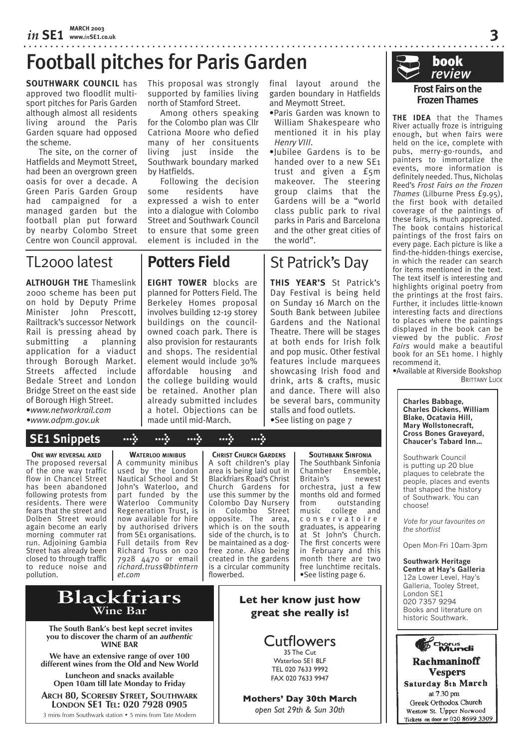# Football pitches for Paris Garden

**SOUTHWARK COUNCIL** has approved two floodlit multi-sport pitches for Paris Garden although almost all residents living around the Paris Garden square had opposed the scheme.

The site, on the corner of Hatfields and Meymott Street, had been an overgrown green oasis for over a decade. A Green Paris Garden Group had campaigned for a managed garden but the football plan put forward by nearby Colombo Street Centre won Council approval. This proposal was strongly supported by families living north of Stamford Street.

Among others speaking for the Colombo plan was Cllr Catriona Moore who defied many of her consituents living just inside the Southwark boundary marked by Hatfields.

Following the decision some residents have expressed a wish to enter into a dialogue with Colombo Street and Southwark Council to ensure that some green element is included in the final layout around the garden boundary in Hatfields and Meymott Street.

- Paris Garden was known to William Shakespeare who mentioned it in his play *Henry VIII*.
- Jubilee Gardens is to be handed over to a new SE1 trust and given a £5m makeover. The steering group claims that the Gardens will be a "world class public park to rival parks in Paris and Barcelona and the other great cities of the world".

## TL2000 latest

**ALTHOUGH THE** Thameslink 2000 scheme has been put on hold by Deputy Prime Minister John Prescott, Railtrack's successor Network Rail is pressing ahead by submitting a planning application for a viaduct through Borough Market. Streets affected include Bedale Street and London Bridge Street on the east side of Borough High Street.

- *www.networkrail.com*
- *www.odpm.gov.uk*

## Potters Field

**EIGHT TOWER** blocks are planned for Potters Field. The Berkeley Homes proposal involves building 12-19 storey buildings on the council-owned coach park. There is also provision for restaurants and shops. The residential element would include 30% affordable housing and the college building would be retained. Another plan already submitted includes a hotel. Objections can be made until mid-March.

## St Patrick's Day

**THIS YEAR'S** St Patrick's Day Festival is being held on Sunday 16 March on the South Bank between Jubilee Gardens and the National Theatre. There will be stages at both ends for Irish folk and pop music. Other festival features include marquees showcasing Irish food and drink, arts & crafts, music and dance. There will also be several bars, community stalls and food outlets.

- See listing on page 7

## SE1 Snippets

**ONE WAY REVERSAL AXED**
The proposed reversal of the one way traffic flow in Chancel Street has been abandoned following protests from residents. There were fears that the street and Dolben Street would again become an early morning commuter rat run. Adjoining Gambia Street has already been closed to through traffic to reduce noise and pollution.

**WATERLOO MINIBUS**
A community minibus used by the London Nautical School and St John's Waterloo, and part funded by the Waterloo Community Regeneration Trust, is now available for hire by authorised drivers from SE1 organisations. Full details from Rev Richard Truss on 020 7928 4470 or email *richard.truss@btinternet.com*

**CHRIST CHURCH GARDENS**
A soft children's play area is being laid out in Blackfriars Road's Christ Church Gardens for use this summer by the Colombo Day Nursery in Colombo Street opposite. The area, which is on the south side of the church, is to be maintained as a dog-free zone. Also being created in the gardens is a circular community flowerbed.

**SOUTHBANK SINFONIA**
The Southbank Sinfonia Chamber Ensemble, Britain's newest orchestra, just a few months old and formed from outstanding music college and conservatoire graduates, is appearing at St John's Church. The first concerts were in February and this month there are two free lunchtime recitals.

- See listing page 6.

## book review

### Frost Fairs on the Frozen Thames

**THE IDEA** that the Thames River actually froze is intriguing enough, but when fairs were held on the ice, complete with pubs, merry-go-rounds, and painters to immortalize the events, more information is definitely needed. Thus, Nicholas Reed's *Frost Fairs on the Frozen Thames* (Lilburne Press £9.95), the first book with detailed coverage of the paintings of these fairs, is much appreciated. The book contains historical paintings of the frost fairs on every page. Each picture is like a find-the-hidden-things exercise, in which the reader can search for items mentioned in the text. The text itself is interesting and highlights original poetry from the printings at the frost fairs. Further, it includes little-known interesting facts and directions to places where the paintings displayed in the book can be viewed by the public. *Frost Fairs* would make a beautiful book for an SE1 home. I highly recommend it.

- Available at Riverside Bookshop

BRITTANY LUCK

---

**Charles Babbage, Charles Dickens, William Blake, Ocatavia Hill, Mary Wollstonecraft, Cross Bones Graveyard, Chaucer's Tabard Inn...**

Southwark Council is putting up 20 blue plaques to celebrate the people, places and events that shaped the history of Southwark. You can choose!

*Vote for your favourites on the shortlist*

Open Mon-Fri 10am-3pm

**Southwark Heritage Centre at Hay's Galleria**
12a Lower Level, Hay's Galleria, Tooley Street, London SE1
020 7357 9294
Books and literature on historic Southwark.

---

**Blackfriars Wine Bar**

**The South Bank's best kept secret invites you to discover the charm of an *authentic* WINE BAR**

**We have an extensive range of over 100 different wines from the Old and New World**

**Luncheon and snacks available**
**Open 10am till late Monday to Friday**

**ARCH 80, SCORESBY STREET, SOUTHWARK LONDON SE1 TEL: 020 7928 0905**

3 mins from Southwark station • 5 mins from Tate Modern

---

**Let her know just how great she really is!**

Cutflowers
35 The Cut
Waterloo SE1 8LF
TEL 020 7633 9992
FAX 020 7633 9947

**Mothers' Day 30th March**
*open Sat 29th & Sun 30th*

---

Chorus Mundi

**Rachmaninoff Vespers**
**Saturday 8th March**
at 7.30 pm
Greek Orthodox Church
Westow St. Upper Norwood
Tickets on door or 020 8699 3309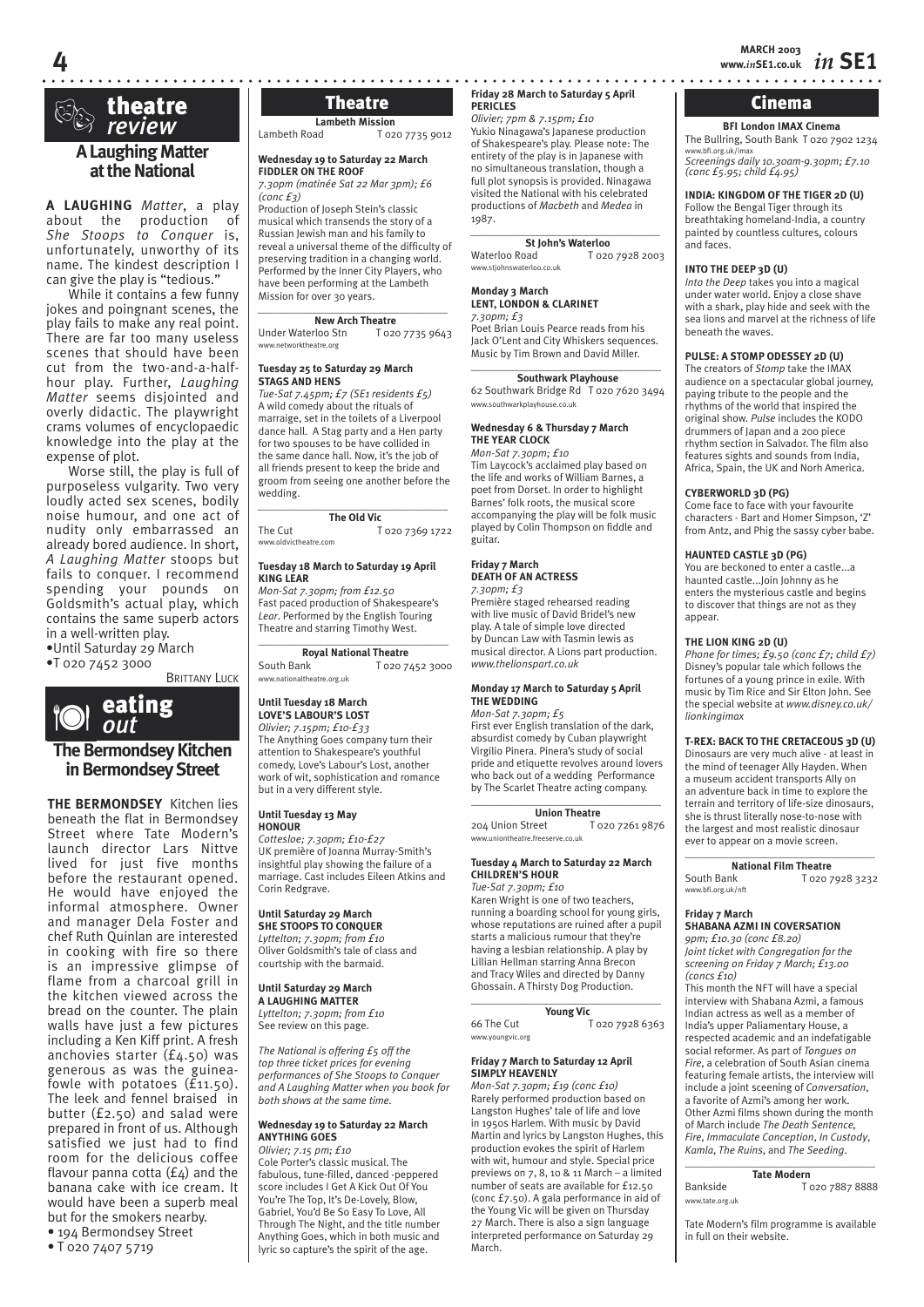# theatre *review*

## A Laughing Matter at the National

**A LAUGHING** *Matter*, a play about the production of *She Stoops to Conquer* is, unfortunately, unworthy of its name. The kindest description I can give the play is "tedious."

While it contains a few funny jokes and poignant scenes, the play fails to make any real point. There are far too many useless scenes that should have been cut from the two-and-a-half-hour play. Further, *Laughing Matter* seems disjointed and overly didactic. The playwright crams volumes of encyclopaedic knowledge into the play at the expense of plot.

Worse still, the play is full of purposeless vulgarity. Two very loudly acted sex scenes, bodily noise humour, and one act of nudity only embarrassed an already bored audience. In short, *A Laughing Matter* stoops but fails to conquer. I recommend spending your pounds on Goldsmith's actual play, which contains the same superb actors in a well-written play.

•Until Saturday 29 March
•T 020 7452 3000

BRITTANY LUCK

# eating *out*

## The Bermondsey Kitchen in Bermondsey Street

**THE BERMONDSEY** Kitchen lies beneath the flat in Bermondsey Street where Tate Modern's launch director Lars Nittve lived for just five months before the restaurant opened. He would have enjoyed the informal atmosphere. Owner and manager Dela Foster and chef Ruth Quinlan are interested in cooking with fire so there is an impressive glimpse of flame from a charcoal grill in the kitchen viewed across the bread on the counter. The plain walls have just a few pictures including a Ken Kiff print. A fresh anchovies starter (£4.50) was generous as was the guinea-fowle with potatoes (£11.50). The leek and fennel braised in butter (£2.50) and salad were prepared in front of us. Although satisfied we just had to find room for the delicious coffee flavour panna cotta (£4) and the banana cake with ice cream. It would have been a superb meal but for the smokers nearby.

• 194 Bermondsey Street
• T 020 7407 5719

# Theatre

### Lambeth Mission
Lambeth Road T 020 7735 9012

**Wednesday 19 to Saturday 22 March**
**FIDDLER ON THE ROOF**
*7.30pm (matinée Sat 22 Mar 3pm); £6 (conc £3)*
Production of Joseph Stein's classic musical which transends the story of a Russian Jewish man and his family to reveal a universal theme of the difficulty of preserving tradition in a changing world. Performed by the Inner City Players, who have been performing at the Lambeth Mission for over 30 years.

### New Arch Theatre
Under Waterloo Stn T 020 7735 9643
www.networktheatre.org

**Tuesday 25 to Saturday 29 March**
**STAGS AND HENS**
*Tue-Sat 7.45pm; £7 (SE1 residents £5)*
A wild comedy about the rituals of marriage, set in the toilets of a Liverpool dance hall. A Stag party and a Hen party for two spouses to be have collided in the same dance hall. Now, it's the job of all friends present to keep the bride and groom from seeing one another before the wedding.

### The Old Vic
The Cut T 020 7369 1722
www.oldvictheatre.com

**Tuesday 18 March to Saturday 19 April**
**KING LEAR**
*Mon-Sat 7.30pm; from £12.50*
Fast paced production of Shakespeare's *Lear*. Performed by the English Touring Theatre and starring Timothy West.

### Royal National Theatre
South Bank T 020 7452 3000
www.nationaltheatre.org.uk

**Until Tuesday 18 March**
**LOVE'S LABOUR'S LOST**
*Olivier; 7.15pm; £10-£33*
The Anything Goes company turn their attention to Shakespeare's youthful comedy, Love's Labour's Lost, another work of wit, sophistication and romance but in a very different style.

**Until Tuesday 13 May**
**HONOUR**
*Cottesloe; 7.30pm; £10-£27*
UK première of Joanna Murray-Smith's insightful play showing the failure of a marriage. Cast includes Eileen Atkins and Corin Redgrave.

**Until Saturday 29 March**
**SHE STOOPS TO CONQUER**
*Lyttelton; 7.30pm; from £10*
Oliver Goldsmith's tale of class and courtship with the barmaid.

**Until Saturday 29 March**
**A LAUGHING MATTER**
*Lyttelton; 7.30pm; from £10*
See review on this page.

*The National is offering £5 off the top three ticket prices for evening performances of She Stoops to Conquer and A Laughing Matter when you book for both shows at the same time.*

**Wednesday 19 to Saturday 22 March**
**ANYTHING GOES**
*Olivier; 7.15 pm; £10*
Cole Porter's classic musical. The fabulous, tune-filled, danced -peppered score includes I Get A Kick Out Of You You're The Top, It's De-Lovely, Blow, Gabriel, You'd Be So Easy To Love, All Through The Night, and the title number Anything Goes, which in both music and lyric so capture's the spirit of the age.

**Friday 28 March to Saturday 5 April**
**PERICLES**
*Olivier; 7pm & 7.15pm; £10*
Yukio Ninagawa's Japanese production of Shakespeare's play. Please note: The entirety of the play is in Japanese with no simultaneous translation, though a full plot synopsis is provided. Ninagawa visited the National with his celebrated productions of *Macbeth* and *Medea* in 1987.

### St John's Waterloo
Waterloo Road T 020 7928 2003
www.stjohnswaterloo.co.uk

**Monday 3 March**
**LENT, LONDON & CLARINET**
*7.30pm; £3*
Poet Brian Louis Pearce reads from his Jack O'Lent and City Whiskers sequences. Music by Tim Brown and David Miller.

### Southwark Playhouse
62 Southwark Bridge Rd T 020 7620 3494
www.southwarkplayhouse.co.uk

**Wednesday 6 & Thursday 7 March**
**THE YEAR CLOCK**
*Mon-Sat 7.30pm; £10*
Tim Laycock's acclaimed play based on the life and works of William Barnes, a poet from Dorset. In order to highlight Barnes' folk roots, the musical score accompanying the play will be folk music played by Colin Thompson on fiddle and guitar.

**Friday 7 March**
**DEATH OF AN ACTRESS**
*7.30pm; £3*
Première staged rehearsed reading with live music of David Bridel's new play. A tale of simple love directed by Duncan Law with Tasmin lewis as musical director. A Lions part production. *www.thelionspart.co.uk*

**Monday 17 March to Saturday 5 April**
**THE WEDDING**
*Mon-Sat 7.30pm; £5*
First ever English translation of the dark, absurdist comedy by Cuban playwright Virgilio Pinera. Pinera's study of social pride and etiquette revolves around lovers who back out of a wedding Performance by The Scarlet Theatre acting company.

### Union Theatre
204 Union Street T 020 7261 9876
www.uniontheatre.freeserve.co.uk

**Tuesday 4 March to Saturday 22 March**
**CHILDREN'S HOUR**
*Tue-Sat 7.30pm; £10*
Karen Wright is one of two teachers, running a boarding school for young girls, whose reputations are ruined after a pupil starts a malicious rumour that they're having a lesbian relationship. A play by Lillian Hellman starring Anna Brecon and Tracy Wiles and directed by Danny Ghossain. A Thirsty Dog Production.

### Young Vic
66 The Cut T 020 7928 6363
www.youngvic.org

**Friday 7 March to Saturday 12 April**
**SIMPLY HEAVENLY**
*Mon-Sat 7.30pm; £19 (conc £10)*
Rarely performed production based on Langston Hughes' tale of life and love in 1950s Harlem. With music by David Martin and lyrics by Langston Hughes, this production evokes the spirit of Harlem with wit, humour and style. Special price previews on 7, 8, 10 & 11 March – a limited number of seats are available for £12.50 (conc £7.50). A gala performance in aid of the Young Vic will be given on Thursday 27 March. There is also a sign language interpreted performance on Saturday 29 March.

# Cinema

### BFI London IMAX Cinema
The Bullring, South Bank T 020 7902 1234
www.bfi.org.uk/imax
*Screenings daily 10.30am-9.30pm; £7.10 (conc £5.95; child £4.95)*

**INDIA: KINGDOM OF THE TIGER 2D (U)**
Follow the Bengal Tiger through its breathtaking homeland-India, a country painted by countless cultures, colours and faces.

**INTO THE DEEP 3D (U)**
*Into the Deep* takes you into a magical under water world. Enjoy a close shave with a shark, play hide and seek with the sea lions and marvel at the richness of life beneath the waves.

**PULSE: A STOMP ODESSEY 2D (U)**
The creators of *Stomp* take the IMAX audience on a spectacular global journey, paying tribute to the people and the rhythms of the world that inspired the original show. *Pulse* includes the KODO drummers of Japan and a 200 piece rhythm section in Salvador. The film also features sights and sounds from India, Africa, Spain, the UK and North America.

**CYBERWORLD 3D (PG)**
Come face to face with your favourite characters - Bart and Homer Simpson, 'Z' from Antz, and Phig the sassy cyber babe.

**HAUNTED CASTLE 3D (PG)**
You are beckoned to enter a castle...a haunted castle...Join Johnny as he enters the mysterious castle and begins to discover that things are not as they appear.

**THE LION KING 2D (U)**
*Phone for times; £9.50 (conc £7; child £7)*
Disney's popular tale which follows the fortunes of a young prince in exile. With music by Tim Rice and Sir Elton John. See the special website at *www.disney.co.uk/lionkingimax*

**T-REX: BACK TO THE CRETACEOUS 3D (U)**
Dinosaurs are very much alive - at least in the mind of teenager Ally Hayden. When a museum accident transports Ally on an adventure back in time to explore the terrain and territory of life-size dinosaurs, she is thrust literally nose-to-nose with the largest and most realistic dinosaur ever to appear on a movie screen.

### National Film Theatre
South Bank T 020 7928 3232
www.bfi.org.uk/nft

**Friday 7 March**
**SHABANA AZMI IN COVERSATION**
*9pm; £10.30 (conc £8.20)*
*Joint ticket with Congregation for the screening on Friday 7 March; £13.00 (concs £10)*
This month the NFT will have a special interview with Shabana Azmi, a famous Indian actress as well as a member of India's upper Paliamentary House, a respected academic and an indefatigable social reformer. As part of *Tongues on Fire*, a celebration of South Asian cinema featuring female artists, the interview will include a joint sceening of *Conversation*, a favorite of Azmi's among her work. Other Azmi films shown during the month of March include *The Death Sentence*, *Fire*, *Immaculate Conception*, *In Custody*, *Kamla*, *The Ruins*, and *The Seeding*.

### Tate Modern
Bankside T 020 7887 8888
www.tate.org.uk

Tate Modern's film programme is available in full on their website.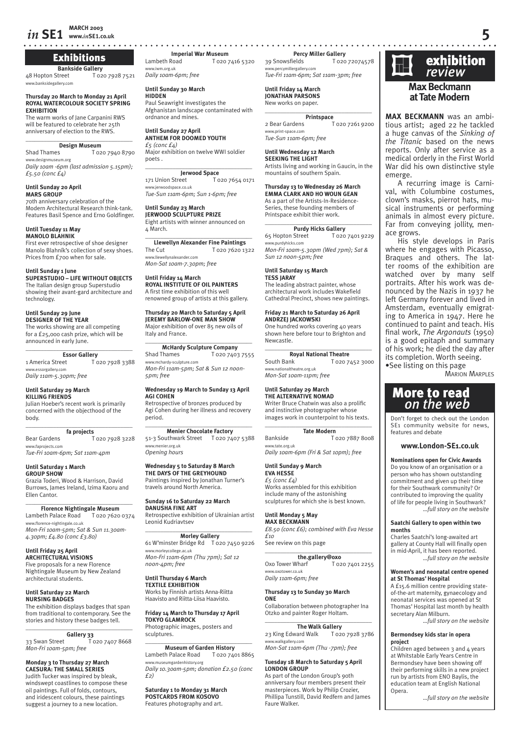# Exhibitions

### Bankside Gallery

48 Hopton Street T 020 7928 7521
www.banksidegallery.com

**Thursday 20 March to Monday 21 April**
**ROYAL WATERCOLOUR SOCIETY SPRING EXHIBITION**
The warm works of Jane Carpanini RWS will be featured to celebrate her 25th anniversary of election to the RWS.

### Design Museum

Shad Thames T 020 7940 8790
www.designmuseum.org
*Daily 10am -6pm (last admission 5.15pm); £5.50 (conc £4)*

**Until Sunday 20 April**
**MARS GROUP**
70th anniversary celebration of the Modern Architectural Research think-tank. Features Basil Spence and Erno Goldfinger.

**Until Tuesday 11 May**
**MANOLO BLAHNIK**
First ever retrospective of shoe designer Manolo Blahnik's collection of sexy shoes. Prices from £700 when for sale.

**Until Sunday 1 June**
**SUPERSTUDIO – LIFE WITHOUT OBJECTS**
The Italian design group Superstudio showing their avant-gard architecture and technology.

**Until Sunday 29 June**
**DESIGNER OF THE YEAR**
The works showing are all competing for a £25,000 cash prize, which will be announced in early June.

### Essor Gallery

1 America Street T 020 7928 3388
www.essorgallery.com
*Daily 11am-5.30pm; free*

**Until Saturday 29 March**
**KILLING FRIENDS**
Julian Hoeber's recent work is primarily concerned with the objecthood of the body.

### fa projects

Bear Gardens T 020 7928 3228
www.faprojects.com
*Tue-Fri 10am-6pm; Sat 11am-4pm*

**Until Saturday 1 March**
**GROUP SHOW**
Grazia Toderi, Wood & Harrison, David Burrows, James Ireland, Izima Kaoru and Ellen Cantor.

### Florence Nightingale Museum

Lambeth Palace Road T 020 7620 0374
www.florence-nightingale.co.uk
*Mon-Fri 10am-5pm; Sat & Sun 11.30am-4.30pm; £4.80 (conc £3.80)*

**Until Friday 25 April**
**ARCHITECTURAL VISIONS**
Five proposals for a new Florence Nightingale Museum by New Zealand architectural students.

**Until Saturday 22 March**
**NURSING BADGES**
The exhibition displays badges that span from traditional to contemporary. See the stories and history these badges tell.

### Gallery 33

33 Swan Street T 020 7407 8668
*Mon-Fri 10am-5pm; free*

**Monday 3 to Thursday 27 March**
**CAESURA: THE SMALL SERIES**
Judith Tucker was inspired by bleak, windswept coastlines to compose these oil paintings. Full of folds, contours, and iridescent colours, these paintings suggest a journey to a new location.

### Imperial War Museum

Lambeth Road T 020 7416 5320
www.iwm.org.uk
*Daily 10am-6pm; free*

**Until Sunday 30 March**
**HIDDEN**
Paul Seawright investigates the Afghanistan landscape contaminated with ordnance and mines.

**Until Sunday 27 April**
**ANTHEM FOR DOOMED YOUTH**
*£5 (conc £4)*
Major exhibition on twelve WWI soldier poets .

### Jerwood Space

171 Union Street T 020 7654 0171
www.jerwoodspace.co.uk
*Tue-Sun 11am-6pm; Sun 1-6pm; free*

**Until Sunday 23 March**
**JERWOOD SCULPTURE PRIZE**
Eight artists with winner announced on 4 March.

### Llewellyn Alexander Fine Paintings

The Cut T 020 7620 1322
www.llewellynalexander.com
*Mon-Sat 10am-7.30pm; free*

**Until Friday 14 March**
**ROYAL INSTITUTE OF OIL PAINTERS**
A first time exhibition of this well renowned group of artists at this gallery.

**Thursday 20 March to Saturday 5 April**
**JEREMY BARLOW-ONE MAN SHOW**
Major exhibition of over 85 new oils of Italy and France.

### McHardy Sculpture Company

Shad Thames T 020 7403 7555
www.mchardy-sculpture.com
*Mon-Fri 11am-5pm; Sat & Sun 12 noon-5pm; free*

**Wednesday 19 March to Sunday 13 April**
**AGI COHEN**
Retrospective of bronzes produced by Agi Cohen during her illness and recovery period.

### Menier Chocolate Factory

51-3 Southwark Street T 020 7407 5388
www.menier.org.uk
*Opening hours*

**Wednesday 5 to Saturday 8 March**
**THE DAYS OF THE GREYHOUND**
Paintings inspired by Jonathan Turner's travels around North America.

**Sunday 16 to Saturday 22 March**
**DANUSHA FINE ART**
Retrospective exhibition of Ukrainian artist Leonid Kudriavtsev

### Morley Gallery

61 W'minster Bridge Rd T 020 7450 9226
www.morleycollege.ac.uk
*Mon-Fri 11am-6pm (Thu 7pm); Sat 12 noon-4pm; free*

**Until Thursday 6 March**
**TEXTILE EXHIBITION**
Works by Finnish artists Anna-Riitta Haavisto and Riitta-Liisa Haavisto.

**Friday 14 March to Thursday 17 April**
**TOKYO GLAMROCK**
Photographic images, posters and sculptures.

### Museum of Garden History

Lambeth Palace Road T 020 7401 8865
www.museumgardenhistory.org
*Daily 10.30am-5pm; donation £2.50 (conc £2)*

**Saturday 1 to Monday 31 March**
**POSTCARDS FROM KOSOVO**
Features photography and art.

### Percy Miller Gallery

39 Snowsfields T 020 72074578
www.percymillergallery.com
*Tue-Fri 11am-6pm; Sat 11am-3pm; free*

**Until Friday 14 March**
**JONATHAN PARSONS**
New works on paper.

### Printspace

2 Bear Gardens T 020 7261 9200
www.print-space.com
*Tue-Sun 11am-6pm; free*

**Until Wednesday 12 March**
**SEEKING THE LIGHT**
Artists living and working in Gaucin, in the mountains of southern Spain.

**Thursday 13 to Wednesday 26 March**
**EMMA CLARK AND HO WOUN GEAN**
As a part of the Artists-In-Residence-Series, these founding members of Printspace exhibit thier work.

### Purdy Hicks Gallery

65 Hopton Street T 020 7401 9229
www.purdyhicks.com
*Mon-Fri 10am-5.30pm (Wed 7pm); Sat & Sun 12 noon-5pm; free*

**Until Saturday 15 March**
**TESS JARAY**
The leading abstract painter, whose architectural work includes Wakefield Cathedral Precinct, shows new paintings.

**Friday 21 March to Saturday 26 April**
**ANDRZEJ JACKOWSKI**
One hundred works covering 40 years shown here before tour to Brighton and Newcastle.

### Royal National Theatre

South Bank T 020 7452 3000
www.nationaltheatre.org.uk
*Mon-Sat 10am-11pm; free*

**Until Saturday 29 March**
**THE ALTERNATIVE NOMAD**
Writer Bruce Chatwin was also a prolific and instinctive photographer whose images work in counterpoint to his texts.

### Tate Modern

Bankside T 020 7887 8008
www.tate.org.uk
*Daily 10am-6pm (Fri & Sat 10pm); free*

**Until Sunday 9 March**
**EVA HESSE**
*£5 (conc £4)*
Works assembled for this exhibition include many of the astonishing sculptures for which she is best known.

**Until Monday 5 May**
**MAX BECKMANN**
*£8.50 (conc £6); combined with Eva Hesse £10*
See review on this page

### the.gallery@oxo

Oxo Tower Wharf T 020 7401 2255
www.oxotower.co.uk
*Daily 11am-6pm; free*

**Thursday 13 to Sunday 30 March**
**ONE**
Collaboration between photographer Ina Otzko and painter Roger Holtam.

### The Walk Gallery

23 King Edward Walk T 020 7928 3786
www.walkgallery.com
*Mon-Sat 11am-6pm (Thu -7pm); free*

**Tuesday 18 March to Saturday 5 April**
**LONDON GROUP**
As part of the London Group's 90th anniversary four members present their masterpieces. Work by Philip Crozier, Phillipa Tunstill, David Redfern and James Faure Walker.

# exhibition *review*

## Max Beckmann at Tate Modern

**MAX BECKMANN** was an ambitious artist; aged 22 he tackled a huge canvas of the *Sinking of the Titanic* based on the news reports. Only after service as a medical orderly in the First World War did his own distinctive style emerge.

A recurring image is Carnival, with Columbine costumes, clown's masks, pierrot hats, musical instruments or performing animals in almost every picture. Far from conveying jollity, menace grows.

His style develops in Paris where he engages with Picasso, Braques and others. The latter rooms of the exhibition are watched over by many self portraits. After his work was denounced by the Nazis in 1937 he left Germany forever and lived in Amsterdam, eventually emigrating to America in 1947. Here he continued to paint and teach. His final work, *The Argonauts* (1950) is a good epitaph and summary of his work; he died the day after its completion. Worth seeing.
•See listing on this page

MARION MARPLES

# More to read *on the web*

Don't forget to check out the London SE1 community website for news, features and debate

**www.London-SE1.co.uk**

**Nominations open for Civic Awards**
Do you know of an organisation or a person who has shown outstanding commitment and given up their time for their Southwark community? Or contributed to improving the quality of life for people living in Southwark?
*...full story on the website*

**Saatchi Gallery to open within two months**
Charles Saatchi's long-awaited art gallery at County Hall will finally open in mid-April, it has been reported.
*...full story on the website*

**Women's and neonatal centre opened at St Thomas' Hospital**
A £15.6 million centre providing state-of-the-art maternity, gynaecology and neonatal services was opened at St Thomas' Hospital last month by health secretary Alan Milburn.
*...full story on the website*

**Bermondsey kids star in opera project**
Children aged between 3 and 4 years at Whitstable Early Years Centre in Bermondsey have been showing off their performing skills in a new project run by artists from ENO Baylis, the education team at English National Opera.
*...full story on the website*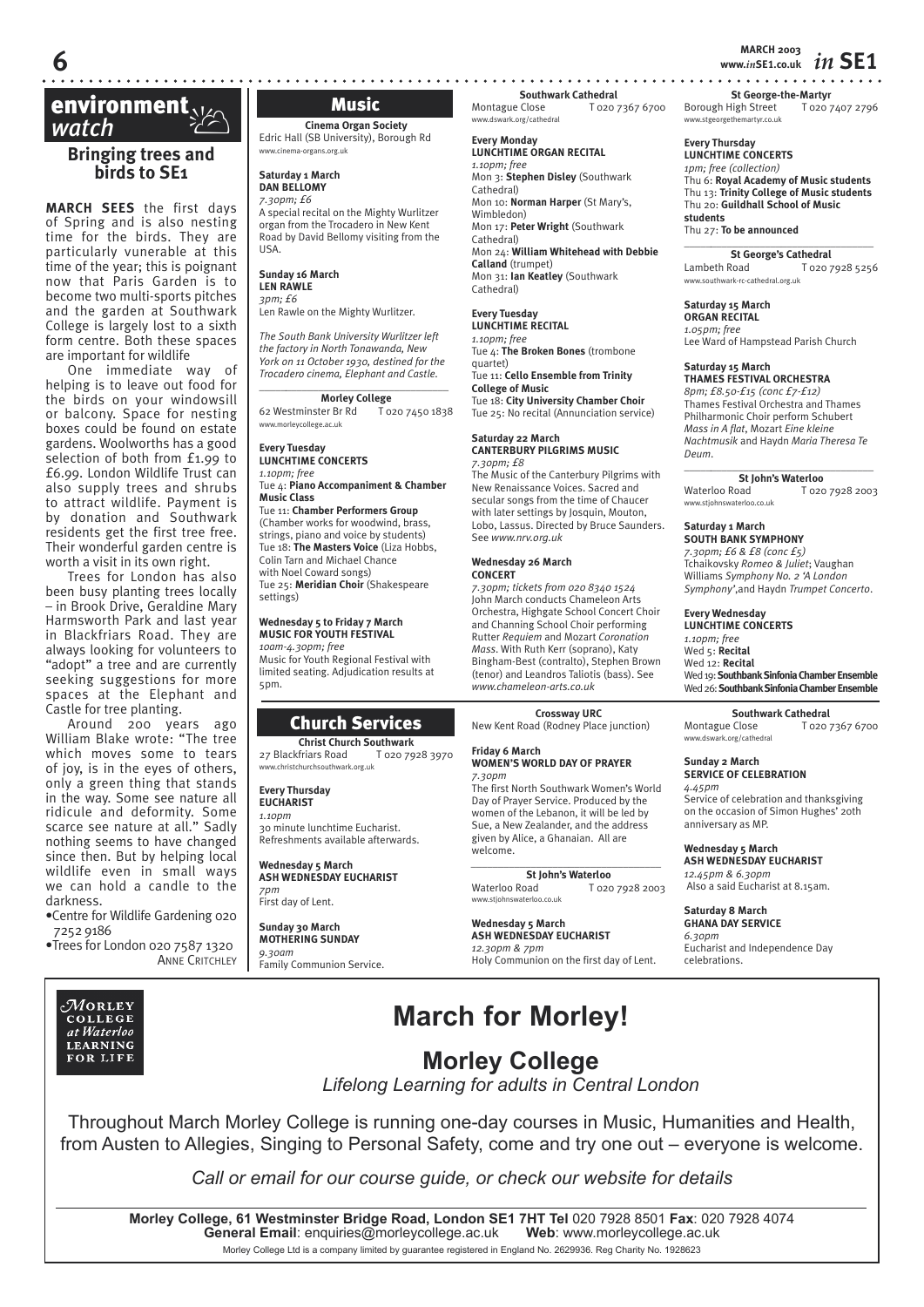# environment watch

## Bringing trees and birds to SE1

**MARCH SEES** the first days of Spring and is also nesting time for the birds. They are particularly vunerable at this time of the year; this is poignant now that Paris Garden is to become two multi-sports pitches and the garden at Southwark College is largely lost to a sixth form centre. Both these spaces are important for wildlife

One immediate way of helping is to leave out food for the birds on your windowsill or balcony. Space for nesting boxes could be found on estate gardens. Woolworths has a good selection of both from £1.99 to £6.99. London Wildlife Trust can also supply trees and shrubs to attract wildlife. Payment is by donation and Southwark residents get the first tree free. Their wonderful garden centre is worth a visit in its own right.

Trees for London has also been busy planting trees locally – in Brook Drive, Geraldine Mary Harmsworth Park and last year in Blackfriars Road. They are always looking for volunteers to "adopt" a tree and are currently seeking suggestions for more spaces at the Elephant and Castle for tree planting.

Around 200 years ago William Blake wrote: "The tree which moves some to tears of joy, is in the eyes of others, only a green thing that stands in the way. Some see nature all ridicule and deformity. Some scarce see nature at all." Sadly nothing seems to have changed since then. But by helping local wildlife even in small ways we can hold a candle to the darkness.

- Centre for Wildlife Gardening 020 7252 9186
- Trees for London 020 7587 1320

ANNE CRITCHLEY

# Music

**Cinema Organ Society**
Edric Hall (SB University), Borough Rd
www.cinema-organs.org.uk

**Saturday 1 March**
**DAN BELLOMY**
*7.30pm; £6*
A special recital on the Mighty Wurlitzer organ from the Trocadero in New Kent Road by David Bellomy visiting from the USA.

**Sunday 16 March**
**LEN RAWLE**
*3pm; £6*
Len Rawle on the Mighty Wurlitzer.

*The South Bank University Wurlitzer left the factory in North Tonawanda, New York on 11 October 1930, destined for the Trocadero cinema, Elephant and Castle.*

**Morley College**
62 Westminster Br Rd T 020 7450 1838
www.morleycollege.ac.uk

**Every Tuesday**
**LUNCHTIME CONCERTS**
*1.10pm; free*
Tue 4: **Piano Accompaniment & Chamber Music Class**
Tue 11: **Chamber Performers Group** (Chamber works for woodwind, brass, strings, piano and voice by students)
Tue 18: **The Masters Voice** (Liza Hobbs, Colin Tarn and Michael Chance with Noel Coward songs)
Tue 25: **Meridian Choir** (Shakespeare settings)

**Wednesday 5 to Friday 7 March**
**MUSIC FOR YOUTH FESTIVAL**
*10am-4.30pm; free*
Music for Youth Regional Festival with limited seating. Adjudication results at 5pm.

**Southwark Cathedral**
Montague Close T 020 7367 6700
www.dswark.org/cathedral

**Every Monday**
**LUNCHTIME ORGAN RECITAL**
*1.10pm; free*
Mon 3: **Stephen Disley** (Southwark Cathedral)
Mon 10: **Norman Harper** (St Mary's, Wimbledon)
Mon 17: **Peter Wright** (Southwark Cathedral)
Mon 24: **William Whitehead with Debbie Calland** (trumpet)
Mon 31: **Ian Keatley** (Southwark Cathedral)

**Every Tuesday**
**LUNCHTIME RECITAL**
*1.10pm; free*
Tue 4: **The Broken Bones** (trombone quartet)
Tue 11: **Cello Ensemble from Trinity College of Music**
Tue 18: **City University Chamber Choir**
Tue 25: No recital (Annunciation service)

**Saturday 22 March**
**CANTERBURY PILGRIMS MUSIC**
*7.30pm; £8*
The Music of the Canterbury Pilgrims with New Renaissance Voices. Sacred and secular songs from the time of Chaucer with later settings by Josquin, Mouton, Lobo, Lassus. Directed by Bruce Saunders. See *www.nrv.org.uk*

**Wednesday 26 March**
**CONCERT**
*7.30pm; tickets from 020 8340 1524*
John March conducts Chameleon Arts Orchestra, Highgate School Concert Choir and Channing School Choir performing Rutter *Requiem* and Mozart *Coronation Mass*. With Ruth Kerr (soprano), Katy Bingham-Best (contralto), Stephen Brown (tenor) and Leandros Taliotis (bass). See *www.chameleon-arts.co.uk*

**St George-the-Martyr**
Borough High Street T 020 7407 2796
www.stgeorgethemartyr.co.uk

**Every Thursday**
**LUNCHTIME CONCERTS**
*1pm; free (collection)*
Thu 6: **Royal Academy of Music students**
Thu 13: **Trinity College of Music students**
Thu 20: **Guildhall School of Music students**
Thu 27: **To be announced**

**St George's Cathedral**
Lambeth Road T 020 7928 5256
www.southwark-rc-cathedral.org.uk

**Saturday 15 March**
**ORGAN RECITAL**
*1.05pm; free*
Lee Ward of Hampstead Parish Church

**Saturday 15 March**
**THAMES FESTIVAL ORCHESTRA**
*8pm; £8.50-£15 (conc £7-£12)*
Thames Festival Orchestra and Thames Philharmonic Choir perform Schubert *Mass in A flat*, Mozart *Eine kleine Nachtmusik* and Haydn *Maria Theresa Te Deum*.

**St John's Waterloo**
Waterloo Road T 020 7928 2003
www.stjohnswaterloo.co.uk

**Saturday 1 March**
**SOUTH BANK SYMPHONY**
*7.30pm; £6 & £8 (conc £5)*
Tchaikovsky *Romeo & Juliet*; Vaughan Williams *Symphony No. 2 'A London Symphony'*,and Haydn *Trumpet Concerto*.

**Every Wednesday**
**LUNCHTIME CONCERTS**
*1.10pm; free*
Wed 5: **Recital**
Wed 12: **Recital**
Wed 19: **Southbank Sinfonia Chamber Ensemble**
Wed 26: **Southbank Sinfonia Chamber Ensemble**

# Church Services

**Christ Church Southwark**
27 Blackfriars Road T 020 7928 3970
www.christchurchsouthwark.org.uk

**Every Thursday**
**EUCHARIST**
*1.10pm*
30 minute lunchtime Eucharist. Refreshments available afterwards.

**Wednesday 5 March**
**ASH WEDNESDAY EUCHARIST**
*7pm*
First day of Lent.

**Sunday 30 March**
**MOTHERING SUNDAY**
*9.30am*
Family Communion Service.

**Crossway URC**
New Kent Road (Rodney Place junction)

**Friday 6 March**
**WOMEN'S WORLD DAY OF PRAYER**
*7.30pm*
The first North Southwark Women's World Day of Prayer Service. Produced by the women of the Lebanon, it will be led by Sue, a New Zealander, and the address given by Alice, a Ghanaian. All are welcome.

**St John's Waterloo**
Waterloo Road T 020 7928 2003
www.stjohnswaterloo.co.uk

**Wednesday 5 March**
**ASH WEDNESDAY EUCHARIST**
*12.30pm & 7pm*
Holy Communion on the first day of Lent.

**Southwark Cathedral**
Montague Close T 020 7367 6700
www.dswark.org/cathedral

**Sunday 2 March**
**SERVICE OF CELEBRATION**
*4.45pm*
Service of celebration and thanksgiving on the occasion of Simon Hughes' 20th anniversary as MP.

**Wednesday 5 March**
**ASH WEDNESDAY EUCHARIST**
*12.45pm & 6.30pm*
Also a said Eucharist at 8.15am.

**Saturday 8 March**
**GHANA DAY SERVICE**
*6.30pm*
Eucharist and Independence Day celebrations.

---

MORLEY COLLEGE at Waterloo LEARNING FOR LIFE

# March for Morley!

## Morley College

*Lifelong Learning for adults in Central London*

Throughout March Morley College is running one-day courses in Music, Humanities and Health, from Austen to Allegies, Singing to Personal Safety, come and try one out – everyone is welcome.

*Call or email for our course guide, or check our website for details*

**Morley College, 61 Westminster Bridge Road, London SE1 7HT Tel** 020 7928 8501 **Fax**: 020 7928 4074
**General Email**: enquiries@morleycollege.ac.uk **Web**: www.morleycollege.ac.uk
Morley College Ltd is a company limited by guarantee registered in England No. 2629936. Reg Charity No. 1928623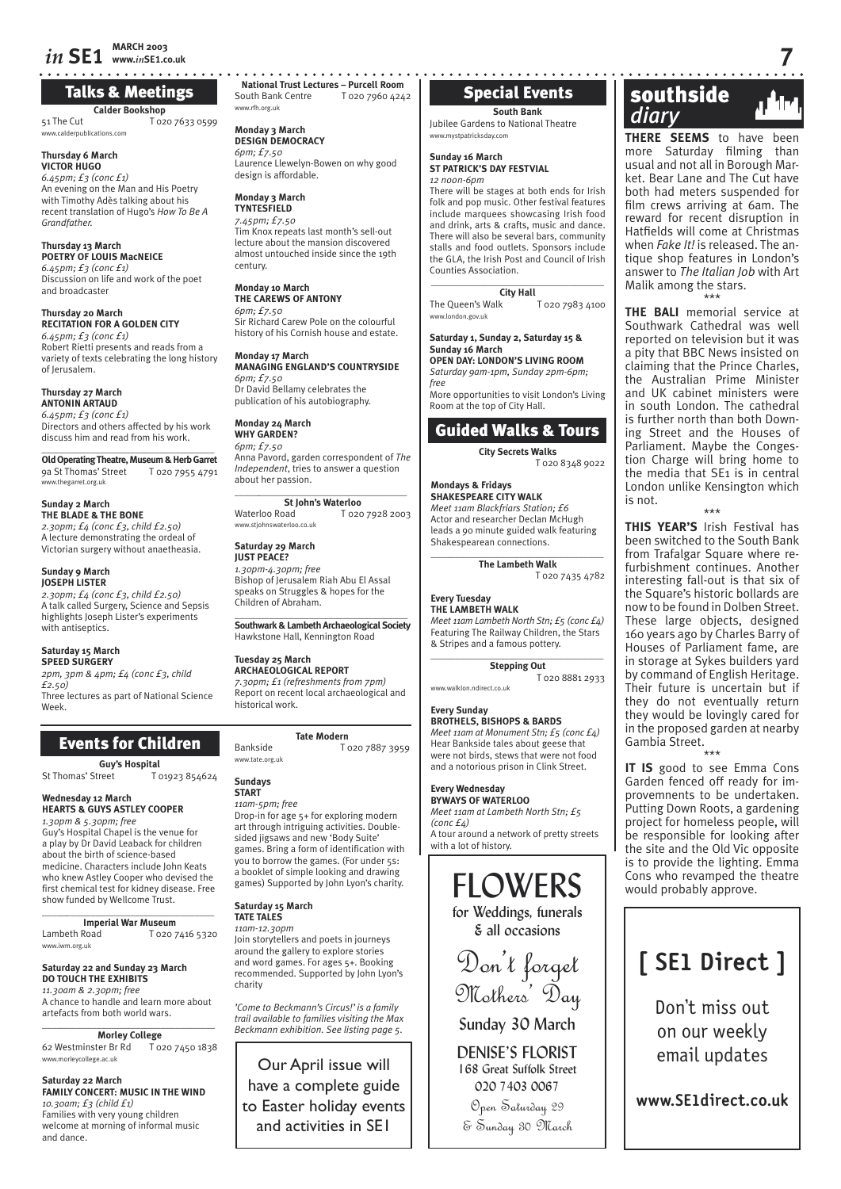## Talks & Meetings

**Calder Bookshop**
51 The Cut T 020 7633 0599
www.calderpublications.com

**Thursday 6 March**
**VICTOR HUGO**
*6.45pm; £3 (conc £1)*
An evening on the Man and His Poetry with Timothy Adès talking about his recent translation of Hugo's *How To Be A Grandfather.*

**Thursday 13 March**
**POETRY OF LOUIS MacNEICE**
*6.45pm; £3 (conc £1)*
Discussion on life and work of the poet and broadcaster

**Thursday 20 March**
**RECITATION FOR A GOLDEN CITY**
*6.45pm; £3 (conc £1)*
Robert Rietti presents and reads from a variety of texts celebrating the long history of Jerusalem.

**Thursday 27 March**
**ANTONIN ARTAUD**
*6.45pm; £3 (conc £1)*
Directors and others affected by his work discuss him and read from his work.

**Old Operating Theatre, Museum & Herb Garret**
9a St Thomas' Street T 020 7955 4791
www.thegarret.org.uk

**Sunday 2 March**
**THE BLADE & THE BONE**
*2.30pm; £4 (conc £3, child £2.50)*
A lecture demonstrating the ordeal of Victorian surgery without anaetheasia.

**Sunday 9 March**
**JOSEPH LISTER**
*2.30pm; £4 (conc £3, child £2.50)*
A talk called Surgery, Science and Sepsis highlights Joseph Lister's experiments with antiseptics.

**Saturday 15 March**
**SPEED SURGERY**
*2pm, 3pm & 4pm; £4 (conc £3, child £2.50)*
Three lectures as part of National Science Week.

**National Trust Lectures – Purcell Room**
South Bank Centre T 020 7960 4242
www.rfh.org.uk

**Monday 3 March**
**DESIGN DEMOCRACY**
*6pm; £7.50*
Laurence Llewelyn-Bowen on why good design is affordable.

**Monday 3 March**
**TYNTESFIELD**
*7.45pm; £7.50*
Tim Knox repeats last month's sell-out lecture about the mansion discovered almost untouched inside since the 19th century.

**Monday 10 March**
**THE CAREWS OF ANTONY**
*6pm; £7.50*
Sir Richard Carew Pole on the colourful history of his Cornish house and estate.

**Monday 17 March**
**MANAGING ENGLAND'S COUNTRYSIDE**
*6pm; £7.50*
Dr David Bellamy celebrates the publication of his autobiography.

**Monday 24 March**
**WHY GARDEN?**
*6pm; £7.50*
Anna Pavord, garden correspondent of *The Independent*, tries to answer a question about her passion.

**St John's Waterloo**
Waterloo Road T 020 7928 2003
www.stjohnswaterloo.co.uk

**Saturday 29 March**
**JUST PEACE?**
*1.30pm-4.30pm; free*
Bishop of Jerusalem Riah Abu El Assal speaks on Struggles & hopes for the Children of Abraham.

**Southwark & Lambeth Archaeological Society**
Hawkstone Hall, Kennington Road

**Tuesday 25 March**
**ARCHAEOLOGICAL REPORT**
*7.30pm; £1 (refreshments from 7pm)*
Report on recent local archaeological and historical work.

## Events for Children

**Guy's Hospital**
St Thomas' Street T 01923 854624

**Wednesday 12 March**
**HEARTS & GUYS ASTLEY COOPER**
*1.30pm & 5.30pm; free*
Guy's Hospital Chapel is the venue for a play by Dr David Leaback for children about the birth of science-based medicine. Characters include John Keats who knew Astley Cooper who devised the first chemical test for kidney disease. Free show funded by Wellcome Trust.

**Imperial War Museum**
Lambeth Road T 020 7416 5320
www.iwm.org.uk

**Saturday 22 and Sunday 23 March**
**DO TOUCH THE EXHIBITS**
*11.30am & 2.30pm; free*
A chance to handle and learn more about artefacts from both world wars.

**Morley College**
62 Westminster Br Rd T 020 7450 1838
www.morleycollege.ac.uk

**Saturday 22 March**
**FAMILY CONCERT: MUSIC IN THE WIND**
*10.30am; £3 (child £1)*
Families with very young children welcome at morning of informal music and dance.

**Tate Modern**
Bankside T 020 7887 3959
www.tate.org.uk

**Sundays**
**START**
*11am-5pm; free*
Drop-in for age 5+ for exploring modern art through intriguing activities. Double-sided jigsaws and new 'Body Suite' games. Bring a form of identification with you to borrow the games. (For under 5s: a booklet of simple looking and drawing games) Supported by John Lyon's charity.

**Saturday 15 March**
**TATE TALES**
*11am-12.30pm*
Join storytellers and poets in journeys around the gallery to explore stories and word games. For ages 5+. Recommended. Supported by John Lyon's charity

*'Come to Beckmann's Circus!' is a family trail available to families visiting the Max Beckmann exhibition. See listing page 5.*

Our April issue will have a complete guide to Easter holiday events and activities in SE1

## Special Events

**South Bank**
Jubilee Gardens to National Theatre
www.mystpatricksday.com

**Sunday 16 March**
**ST PATRICK'S DAY FESTVIAL**
*12 noon-6pm*
There will be stages at both ends for Irish folk and pop music. Other festival features include marquees showcasing Irish food and drink, arts & crafts, music and dance. There will also be several bars, community stalls and food outlets. Sponsors include the GLA, the Irish Post and Council of Irish Counties Association.

**City Hall**
The Queen's Walk T 020 7983 4100
www.london.gov.uk

**Saturday 1, Sunday 2, Saturday 15 & Sunday 16 March**
**OPEN DAY: LONDON'S LIVING ROOM**
*Saturday 9am-1pm, Sunday 2pm-6pm; free*
More opportunities to visit London's Living Room at the top of City Hall.

## Guided Walks & Tours

**City Secrets Walks**
T 020 8348 9022

**Mondays & Fridays**
**SHAKESPEARE CITY WALK**
*Meet 11am Blackfriars Station; £6*
Actor and researcher Declan McHugh leads a 90 minute guided walk featuring Shakespearean connections.

**The Lambeth Walk**
T 020 7435 4782

**Every Tuesday**
**THE LAMBETH WALK**
*Meet 11am Lambeth North Stn; £5 (conc £4)*
Featuring The Railway Children, the Stars & Stripes and a famous pottery.

**Stepping Out**
T 020 8881 2933
www.walklon.ndirect.co.uk

**Every Sunday**
**BROTHELS, BISHOPS & BARDS**
*Meet 11am at Monument Stn; £5 (conc £4)*
Hear Bankside tales about geese that were not birds, stews that were not food and a notorious prison in Clink Street.

**Every Wednesday**
**BYWAYS OF WATERLOO**
*Meet 11am at Lambeth North Stn; £5 (conc £4)*
A tour around a network of pretty streets with a lot of history.

FLOWERS
for Weddings, funerals & all occasions

Don't forget Mothers' Day
Sunday 30 March

DENISE'S FLORIST
168 Great Suffolk Street
020 7403 0067
Open Saturday 29 & Sunday 30 March

## southside diary

**THERE SEEMS** to have been more Saturday filming than usual and not all in Borough Market. Bear Lane and The Cut have both had meters suspended for film crews arriving at 6am. The reward for recent disruption in Hatfields will come at Christmas when *Fake It!* is released. The antique shop features in London's answer to *The Italian Job* with Art Malik among the stars.

\*\*\*

**THE BALI** memorial service at Southwark Cathedral was well reported on television but it was a pity that BBC News insisted on claiming that the Prince Charles, the Australian Prime Minister and UK cabinet ministers were in south London. The cathedral is further north than both Downing Street and the Houses of Parliament. Maybe the Congestion Charge will bring home to the media that SE1 is in central London unlike Kensington which is not.

\*\*\*

**THIS YEAR'S** Irish Festival has been switched to the South Bank from Trafalgar Square where refurbishment continues. Another interesting fall-out is that six of the Square's historic bollards are now to be found in Dolben Street. These large objects, designed 160 years ago by Charles Barry of Houses of Parliament fame, are in storage at Sykes builders yard by command of English Heritage. Their future is uncertain but if they do not eventually return they would be lovingly cared for in the proposed garden at nearby Gambia Street.

\*\*\*

**IT IS** good to see Emma Cons Garden fenced off ready for improvemnents to be undertaken. Putting Down Roots, a gardening project for homeless people, will be responsible for looking after the site and the Old Vic opposite is to provide the lighting. Emma Cons who revamped the theatre would probably approve.

**[ SE1 Direct ]**

Don't miss out on our weekly email updates

**www.SE1direct.co.uk**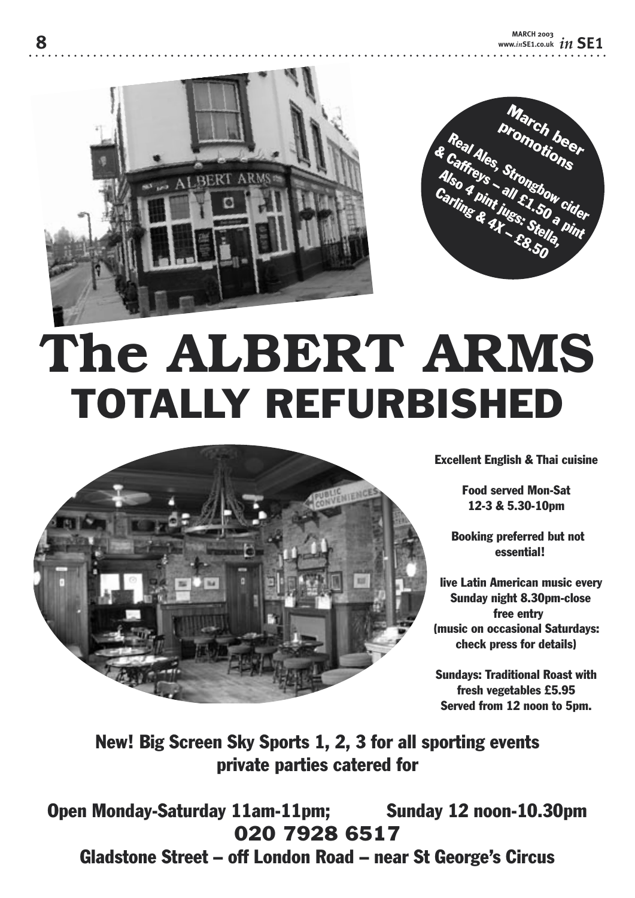**March beer promotions**
Real Ales, Strongbow cider & Caffreys – all £1.50 a pint
Also 4 pint jugs: Stella, Carling & 4X – £8.50

# The ALBERT ARMS
# TOTALLY REFURBISHED

**Excellent English & Thai cuisine**

**Food served Mon-Sat**
**12-3 & 5.30-10pm**

**Booking preferred but not essential!**

**live Latin American music every Sunday night 8.30pm-close**
**free entry**
**(music on occasional Saturdays: check press for details)**

**Sundays: Traditional Roast with fresh vegetables £5.95**
**Served from 12 noon to 5pm.**

**New! Big Screen Sky Sports 1, 2, 3 for all sporting events**
**private parties catered for**

**Open Monday-Saturday 11am-11pm; Sunday 12 noon-10.30pm**

**020 7928 6517**

**Gladstone Street – off London Road – near St George's Circus**